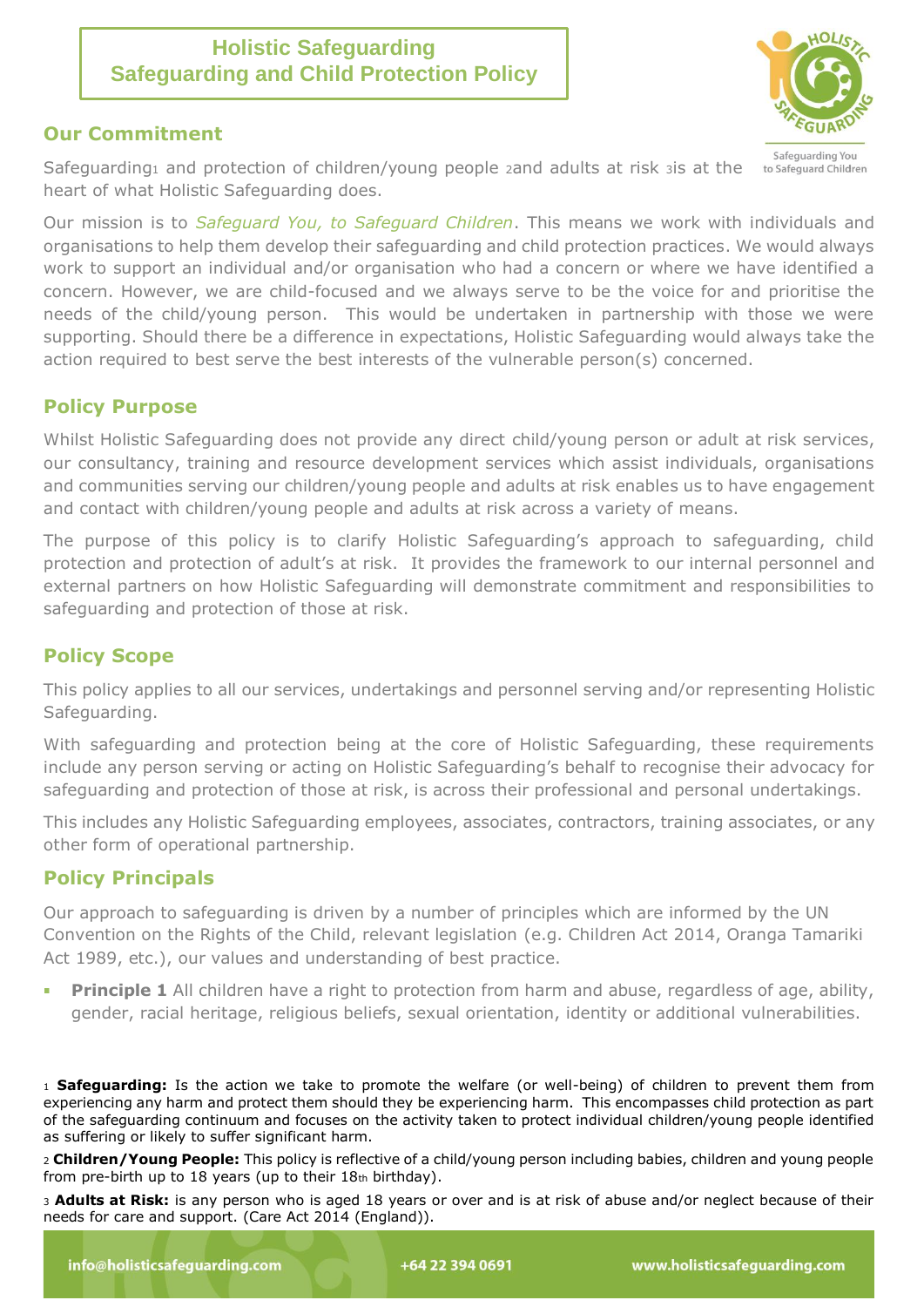# Holistic Safeguarding
# Safeguarding and Child Protection Policy

## Our Commitment

Safeguarding[1] and protection of children/young people [2]and adults at risk [3]is at the heart of what Holistic Safeguarding does.

Our mission is to *Safeguard You, to Safeguard Children*. This means we work with individuals and organisations to help them develop their safeguarding and child protection practices. We would always work to support an individual and/or organisation who had a concern or where we have identified a concern. However, we are child-focused and we always serve to be the voice for and prioritise the needs of the child/young person. This would be undertaken in partnership with those we were supporting. Should there be a difference in expectations, Holistic Safeguarding would always take the action required to best serve the best interests of the vulnerable person(s) concerned.

## Policy Purpose

Whilst Holistic Safeguarding does not provide any direct child/young person or adult at risk services, our consultancy, training and resource development services which assist individuals, organisations and communities serving our children/young people and adults at risk enables us to have engagement and contact with children/young people and adults at risk across a variety of means.

The purpose of this policy is to clarify Holistic Safeguarding's approach to safeguarding, child protection and protection of adult's at risk. It provides the framework to our internal personnel and external partners on how Holistic Safeguarding will demonstrate commitment and responsibilities to safeguarding and protection of those at risk.

## Policy Scope

This policy applies to all our services, undertakings and personnel serving and/or representing Holistic Safeguarding.

With safeguarding and protection being at the core of Holistic Safeguarding, these requirements include any person serving or acting on Holistic Safeguarding's behalf to recognise their advocacy for safeguarding and protection of those at risk, is across their professional and personal undertakings.

This includes any Holistic Safeguarding employees, associates, contractors, training associates, or any other form of operational partnership.

## Policy Principals

Our approach to safeguarding is driven by a number of principles which are informed by the UN Convention on the Rights of the Child, relevant legislation (e.g. Children Act 2014, Oranga Tamariki Act 1989, etc.), our values and understanding of best practice.

- **Principle 1** All children have a right to protection from harm and abuse, regardless of age, ability, gender, racial heritage, religious beliefs, sexual orientation, identity or additional vulnerabilities.

---

[1] **Safeguarding:** Is the action we take to promote the welfare (or well-being) of children to prevent them from experiencing any harm and protect them should they be experiencing harm. This encompasses child protection as part of the safeguarding continuum and focuses on the activity taken to protect individual children/young people identified as suffering or likely to suffer significant harm.

[2] **Children/Young People:** This policy is reflective of a child/young person including babies, children and young people from pre-birth up to 18 years (up to their 18th birthday).

[3] **Adults at Risk:** is any person who is aged 18 years or over and is at risk of abuse and/or neglect because of their needs for care and support. (Care Act 2014 (England)).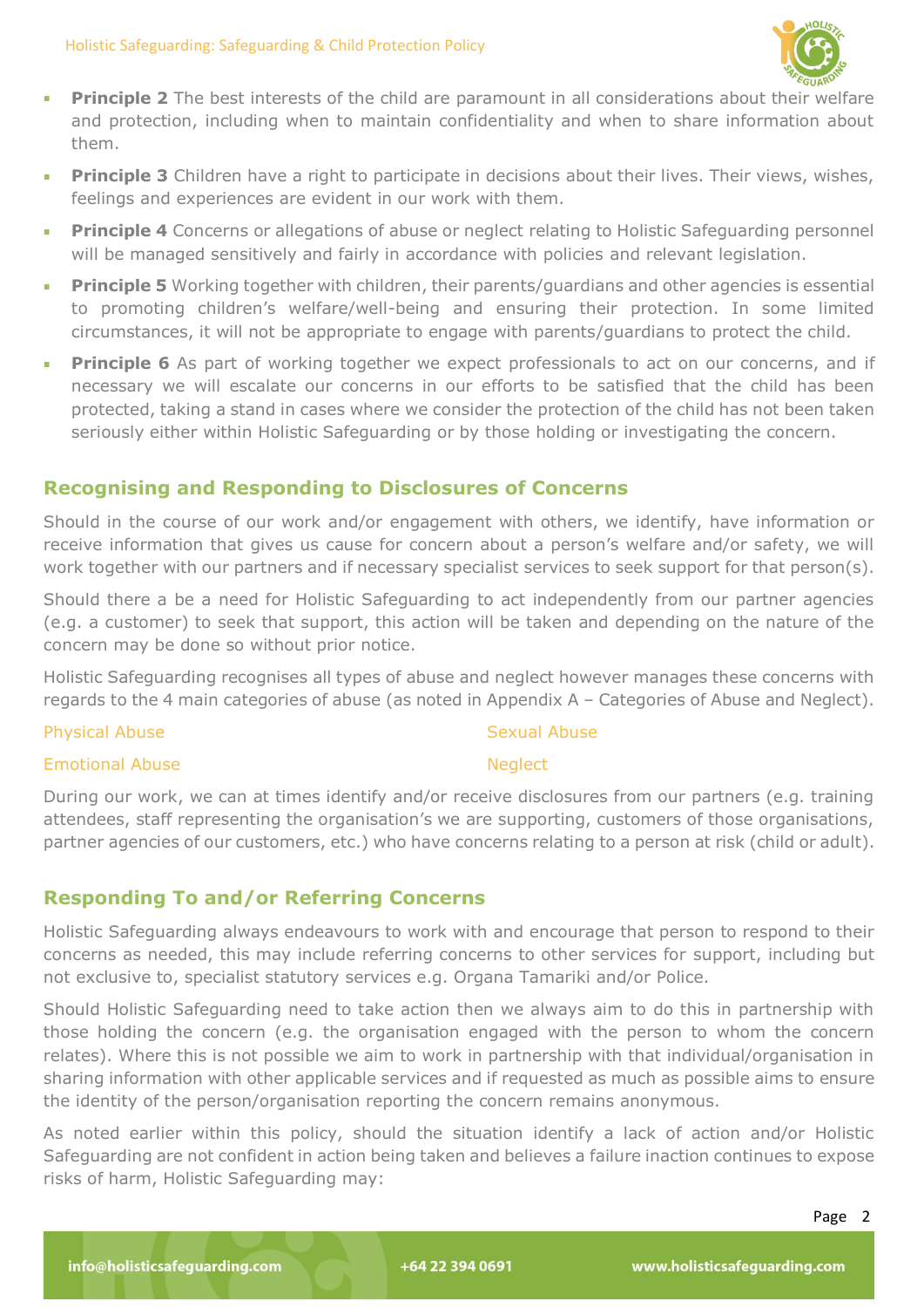- **Principle 2** The best interests of the child are paramount in all considerations about their welfare and protection, including when to maintain confidentiality and when to share information about them.
- **Principle 3** Children have a right to participate in decisions about their lives. Their views, wishes, feelings and experiences are evident in our work with them.
- **Principle 4** Concerns or allegations of abuse or neglect relating to Holistic Safeguarding personnel will be managed sensitively and fairly in accordance with policies and relevant legislation.
- **Principle 5** Working together with children, their parents/guardians and other agencies is essential to promoting children's welfare/well-being and ensuring their protection. In some limited circumstances, it will not be appropriate to engage with parents/guardians to protect the child.
- **Principle 6** As part of working together we expect professionals to act on our concerns, and if necessary we will escalate our concerns in our efforts to be satisfied that the child has been protected, taking a stand in cases where we consider the protection of the child has not been taken seriously either within Holistic Safeguarding or by those holding or investigating the concern.

## Recognising and Responding to Disclosures of Concerns

Should in the course of our work and/or engagement with others, we identify, have information or receive information that gives us cause for concern about a person's welfare and/or safety, we will work together with our partners and if necessary specialist services to seek support for that person(s).

Should there a be a need for Holistic Safeguarding to act independently from our partner agencies (e.g. a customer) to seek that support, this action will be taken and depending on the nature of the concern may be done so without prior notice.

Holistic Safeguarding recognises all types of abuse and neglect however manages these concerns with regards to the 4 main categories of abuse (as noted in Appendix A – Categories of Abuse and Neglect).

Physical Abuse

Sexual Abuse

Emotional Abuse

Neglect

During our work, we can at times identify and/or receive disclosures from our partners (e.g. training attendees, staff representing the organisation's we are supporting, customers of those organisations, partner agencies of our customers, etc.) who have concerns relating to a person at risk (child or adult).

## Responding To and/or Referring Concerns

Holistic Safeguarding always endeavours to work with and encourage that person to respond to their concerns as needed, this may include referring concerns to other services for support, including but not exclusive to, specialist statutory services e.g. Organa Tamariki and/or Police.

Should Holistic Safeguarding need to take action then we always aim to do this in partnership with those holding the concern (e.g. the organisation engaged with the person to whom the concern relates). Where this is not possible we aim to work in partnership with that individual/organisation in sharing information with other applicable services and if requested as much as possible aims to ensure the identity of the person/organisation reporting the concern remains anonymous.

As noted earlier within this policy, should the situation identify a lack of action and/or Holistic Safeguarding are not confident in action being taken and believes a failure inaction continues to expose risks of harm, Holistic Safeguarding may: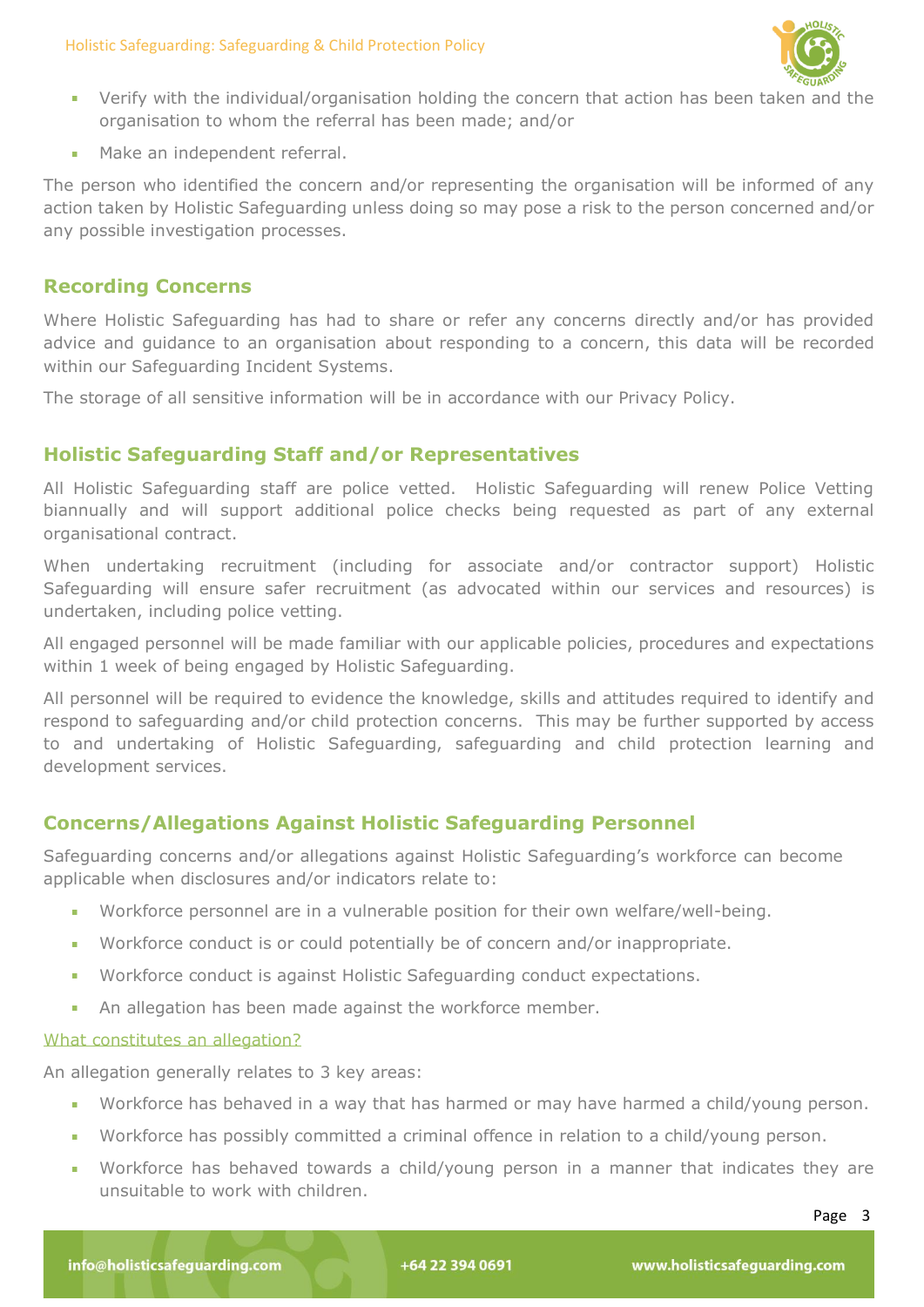- Verify with the individual/organisation holding the concern that action has been taken and the organisation to whom the referral has been made; and/or
- Make an independent referral.

The person who identified the concern and/or representing the organisation will be informed of any action taken by Holistic Safeguarding unless doing so may pose a risk to the person concerned and/or any possible investigation processes.

## Recording Concerns

Where Holistic Safeguarding has had to share or refer any concerns directly and/or has provided advice and guidance to an organisation about responding to a concern, this data will be recorded within our Safeguarding Incident Systems.

The storage of all sensitive information will be in accordance with our Privacy Policy.

## Holistic Safeguarding Staff and/or Representatives

All Holistic Safeguarding staff are police vetted. Holistic Safeguarding will renew Police Vetting biannually and will support additional police checks being requested as part of any external organisational contract.

When undertaking recruitment (including for associate and/or contractor support) Holistic Safeguarding will ensure safer recruitment (as advocated within our services and resources) is undertaken, including police vetting.

All engaged personnel will be made familiar with our applicable policies, procedures and expectations within 1 week of being engaged by Holistic Safeguarding.

All personnel will be required to evidence the knowledge, skills and attitudes required to identify and respond to safeguarding and/or child protection concerns. This may be further supported by access to and undertaking of Holistic Safeguarding, safeguarding and child protection learning and development services.

## Concerns/Allegations Against Holistic Safeguarding Personnel

Safeguarding concerns and/or allegations against Holistic Safeguarding's workforce can become applicable when disclosures and/or indicators relate to:

- Workforce personnel are in a vulnerable position for their own welfare/well-being.
- Workforce conduct is or could potentially be of concern and/or inappropriate.
- Workforce conduct is against Holistic Safeguarding conduct expectations.
- An allegation has been made against the workforce member.

### What constitutes an allegation?

An allegation generally relates to 3 key areas:

- Workforce has behaved in a way that has harmed or may have harmed a child/young person.
- Workforce has possibly committed a criminal offence in relation to a child/young person.
- Workforce has behaved towards a child/young person in a manner that indicates they are unsuitable to work with children.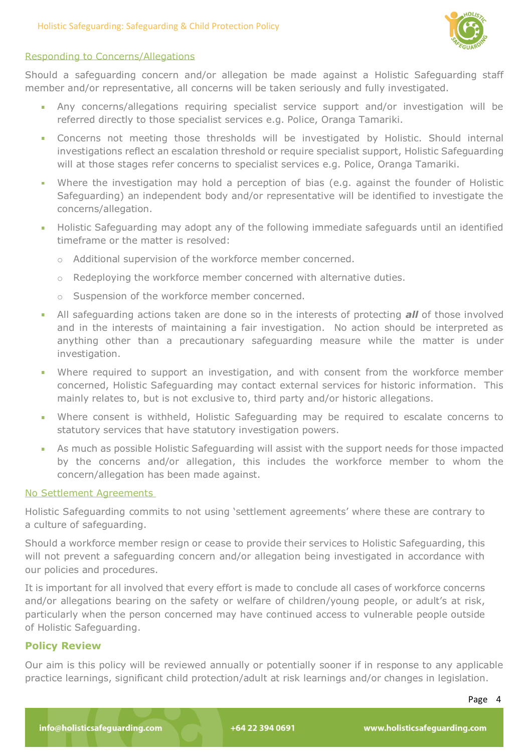## Responding to Concerns/Allegations

Should a safeguarding concern and/or allegation be made against a Holistic Safeguarding staff member and/or representative, all concerns will be taken seriously and fully investigated.

- Any concerns/allegations requiring specialist service support and/or investigation will be referred directly to those specialist services e.g. Police, Oranga Tamariki.
- Concerns not meeting those thresholds will be investigated by Holistic. Should internal investigations reflect an escalation threshold or require specialist support, Holistic Safeguarding will at those stages refer concerns to specialist services e.g. Police, Oranga Tamariki.
- Where the investigation may hold a perception of bias (e.g. against the founder of Holistic Safeguarding) an independent body and/or representative will be identified to investigate the concerns/allegation.
- Holistic Safeguarding may adopt any of the following immediate safeguards until an identified timeframe or the matter is resolved:
  - Additional supervision of the workforce member concerned.
  - Redeploying the workforce member concerned with alternative duties.
  - Suspension of the workforce member concerned.
- All safeguarding actions taken are done so in the interests of protecting ***all*** of those involved and in the interests of maintaining a fair investigation. No action should be interpreted as anything other than a precautionary safeguarding measure while the matter is under investigation.
- Where required to support an investigation, and with consent from the workforce member concerned, Holistic Safeguarding may contact external services for historic information. This mainly relates to, but is not exclusive to, third party and/or historic allegations.
- Where consent is withheld, Holistic Safeguarding may be required to escalate concerns to statutory services that have statutory investigation powers.
- As much as possible Holistic Safeguarding will assist with the support needs for those impacted by the concerns and/or allegation, this includes the workforce member to whom the concern/allegation has been made against.

## No Settlement Agreements

Holistic Safeguarding commits to not using 'settlement agreements' where these are contrary to a culture of safeguarding.

Should a workforce member resign or cease to provide their services to Holistic Safeguarding, this will not prevent a safeguarding concern and/or allegation being investigated in accordance with our policies and procedures.

It is important for all involved that every effort is made to conclude all cases of workforce concerns and/or allegations bearing on the safety or welfare of children/young people, or adult's at risk, particularly when the person concerned may have continued access to vulnerable people outside of Holistic Safeguarding.

## Policy Review

Our aim is this policy will be reviewed annually or potentially sooner if in response to any applicable practice learnings, significant child protection/adult at risk learnings and/or changes in legislation.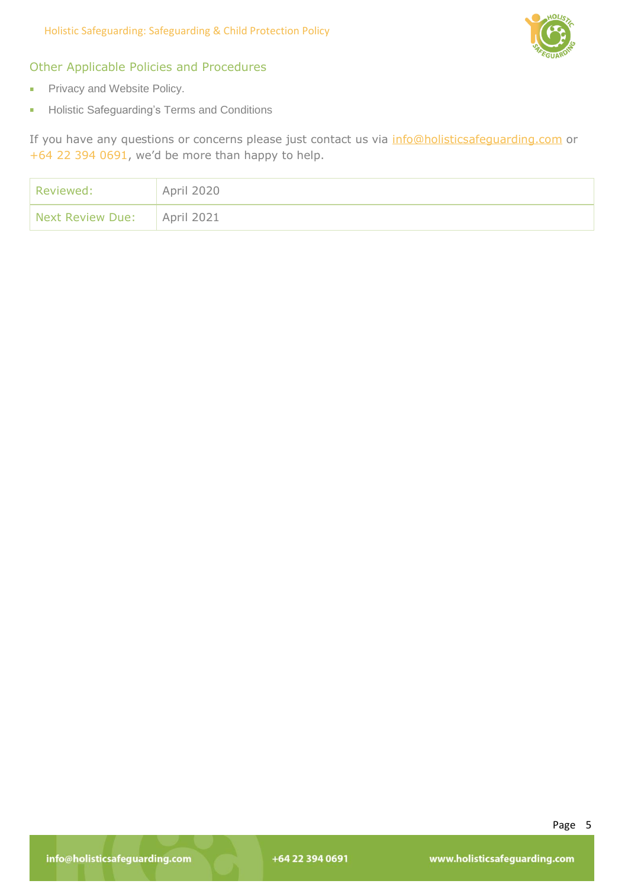## Other Applicable Policies and Procedures

- Privacy and Website Policy.
- Holistic Safeguarding's Terms and Conditions

If you have any questions or concerns please just contact us via info@holisticsafeguarding.com or +64 22 394 0691, we'd be more than happy to help.

| Reviewed: | April 2020 |
|---|---|
| Next Review Due: | April 2021 |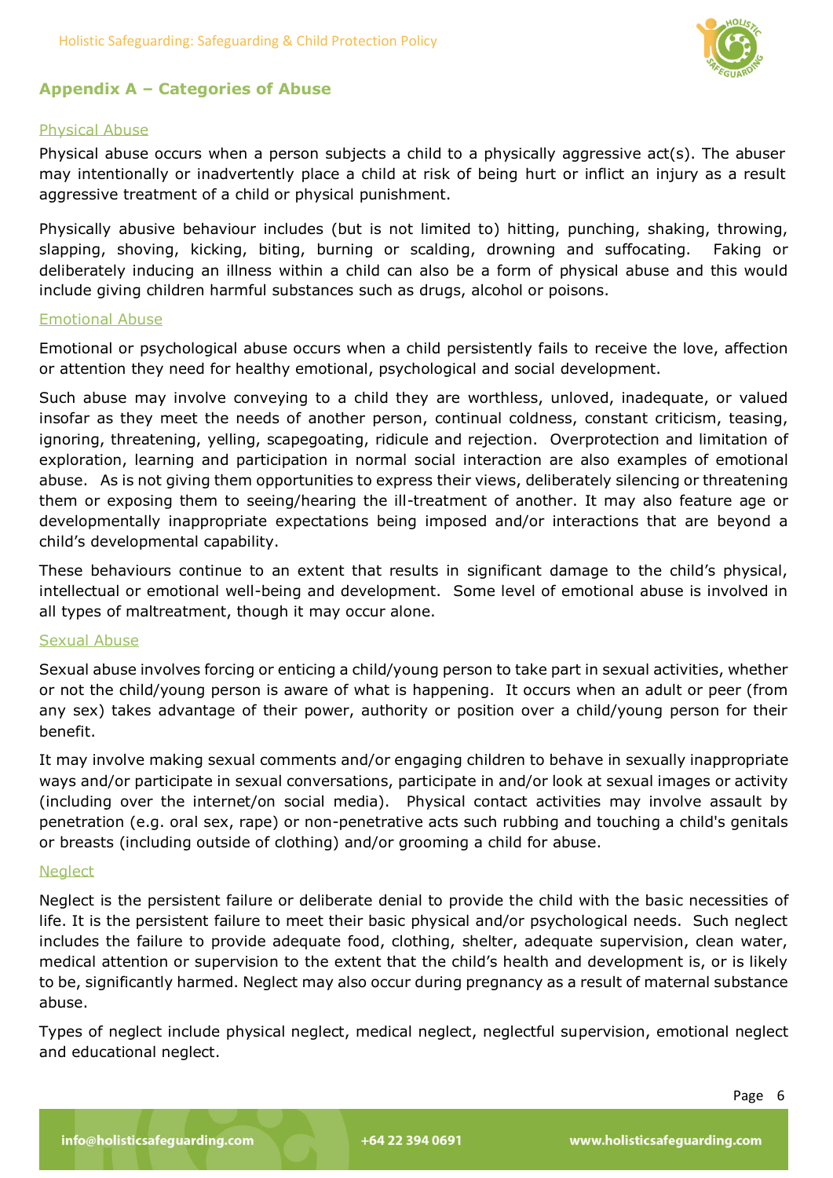## Appendix A – Categories of Abuse

### Physical Abuse

Physical abuse occurs when a person subjects a child to a physically aggressive act(s). The abuser may intentionally or inadvertently place a child at risk of being hurt or inflict an injury as a result aggressive treatment of a child or physical punishment.

Physically abusive behaviour includes (but is not limited to) hitting, punching, shaking, throwing, slapping, shoving, kicking, biting, burning or scalding, drowning and suffocating. Faking or deliberately inducing an illness within a child can also be a form of physical abuse and this would include giving children harmful substances such as drugs, alcohol or poisons.

### Emotional Abuse

Emotional or psychological abuse occurs when a child persistently fails to receive the love, affection or attention they need for healthy emotional, psychological and social development.

Such abuse may involve conveying to a child they are worthless, unloved, inadequate, or valued insofar as they meet the needs of another person, continual coldness, constant criticism, teasing, ignoring, threatening, yelling, scapegoating, ridicule and rejection. Overprotection and limitation of exploration, learning and participation in normal social interaction are also examples of emotional abuse. As is not giving them opportunities to express their views, deliberately silencing or threatening them or exposing them to seeing/hearing the ill-treatment of another. It may also feature age or developmentally inappropriate expectations being imposed and/or interactions that are beyond a child's developmental capability.

These behaviours continue to an extent that results in significant damage to the child's physical, intellectual or emotional well-being and development. Some level of emotional abuse is involved in all types of maltreatment, though it may occur alone.

### Sexual Abuse

Sexual abuse involves forcing or enticing a child/young person to take part in sexual activities, whether or not the child/young person is aware of what is happening. It occurs when an adult or peer (from any sex) takes advantage of their power, authority or position over a child/young person for their benefit.

It may involve making sexual comments and/or engaging children to behave in sexually inappropriate ways and/or participate in sexual conversations, participate in and/or look at sexual images or activity (including over the internet/on social media). Physical contact activities may involve assault by penetration (e.g. oral sex, rape) or non-penetrative acts such rubbing and touching a child's genitals or breasts (including outside of clothing) and/or grooming a child for abuse.

### Neglect

Neglect is the persistent failure or deliberate denial to provide the child with the basic necessities of life. It is the persistent failure to meet their basic physical and/or psychological needs. Such neglect includes the failure to provide adequate food, clothing, shelter, adequate supervision, clean water, medical attention or supervision to the extent that the child's health and development is, or is likely to be, significantly harmed. Neglect may also occur during pregnancy as a result of maternal substance abuse.

Types of neglect include physical neglect, medical neglect, neglectful supervision, emotional neglect and educational neglect.